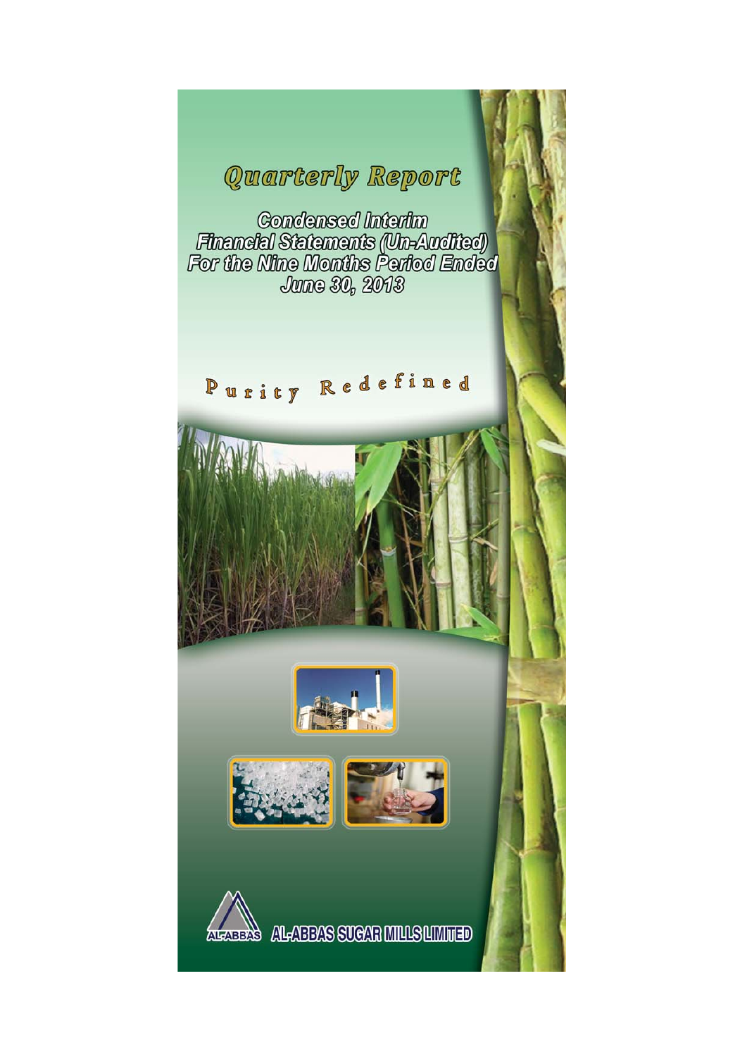# Quarterly Report

## Condensed Interim Financial Statements (Un-Audited) For the Nine Months Period Ended June 30, 2013

Purity Redefined

AL-ABBAS

**AL-ABBAS SUGAR MILLS LIMITED**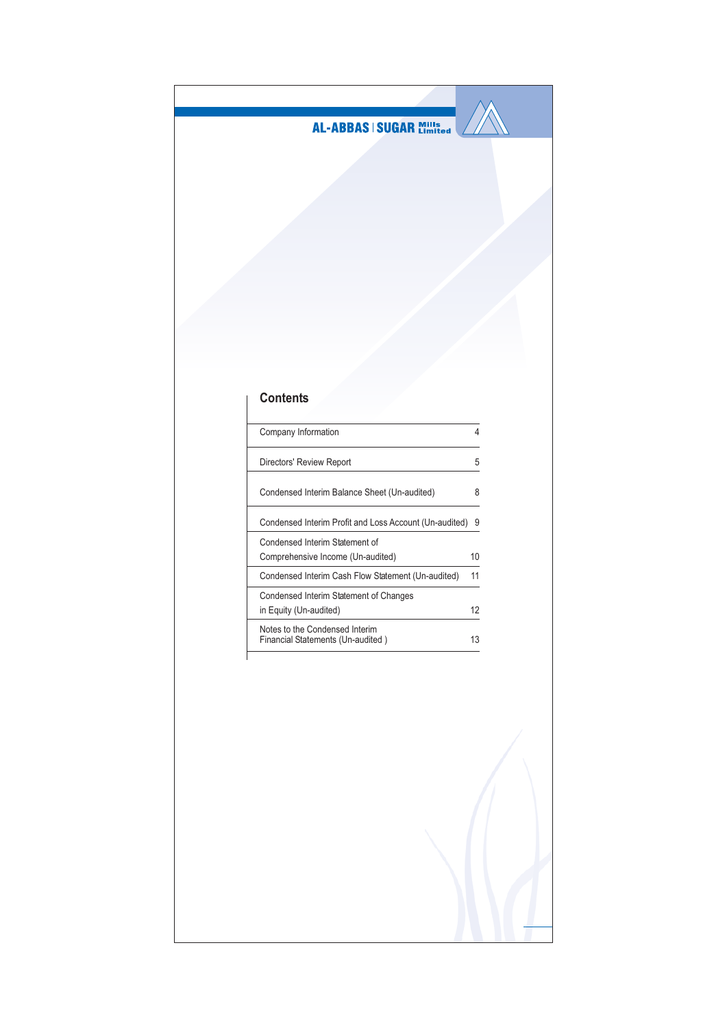AL-ABBAS | SUGAR Mills Limited

## Contents

| | |
|---|---|
| Company Information | 4 |
| Directors' Review Report | 5 |
| Condensed Interim Balance Sheet (Un-audited) | 8 |
| Condensed Interim Profit and Loss Account (Un-audited) | 9 |
| Condensed Interim Statement of Comprehensive Income (Un-audited) | 10 |
| Condensed Interim Cash Flow Statement (Un-audited) | 11 |
| Condensed Interim Statement of Changes in Equity (Un-audited) | 12 |
| Notes to the Condensed Interim Financial Statements (Un-audited ) | 13 |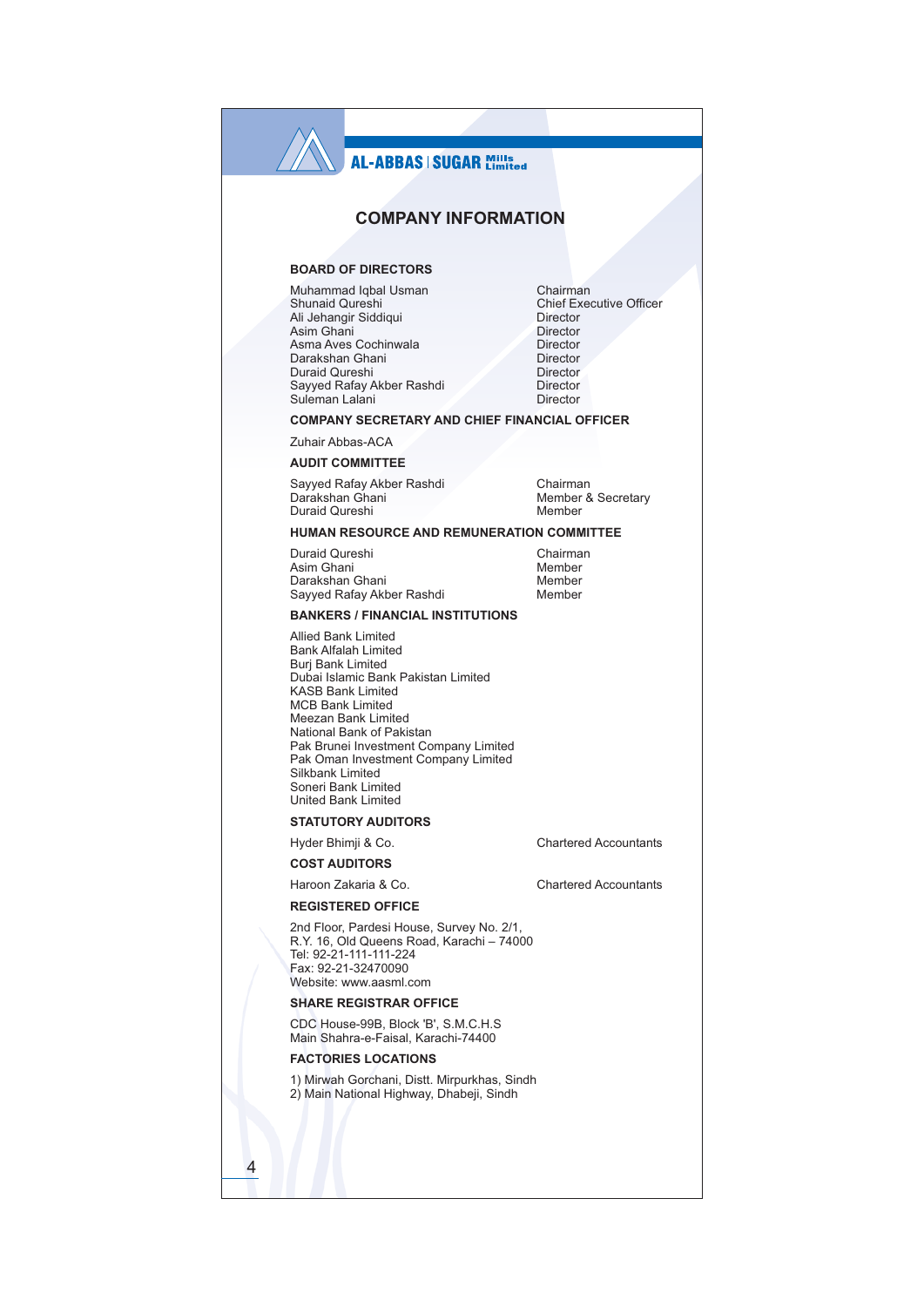# COMPANY INFORMATION

## BOARD OF DIRECTORS

| | |
|---|---|
| Muhammad Iqbal Usman | Chairman |
| Shunaid Qureshi | Chief Executive Officer |
| Ali Jehangir Siddiqui | Director |
| Asim Ghani | Director |
| Asma Aves Cochinwala | Director |
| Darakshan Ghani | Director |
| Duraid Qureshi | Director |
| Sayyed Rafay Akber Rashdi | Director |
| Suleman Lalani | Director |

## COMPANY SECRETARY AND CHIEF FINANCIAL OFFICER

Zuhair Abbas-ACA

## AUDIT COMMITTEE

| | |
|---|---|
| Sayyed Rafay Akber Rashdi | Chairman |
| Darakshan Ghani | Member & Secretary |
| Duraid Qureshi | Member |

## HUMAN RESOURCE AND REMUNERATION COMMITTEE

| | |
|---|---|
| Duraid Qureshi | Chairman |
| Asim Ghani | Member |
| Darakshan Ghani | Member |
| Sayyed Rafay Akber Rashdi | Member |

## BANKERS / FINANCIAL INSTITUTIONS

Allied Bank Limited
Bank Alfalah Limited
Burj Bank Limited
Dubai Islamic Bank Pakistan Limited
KASB Bank Limited
MCB Bank Limited
Meezan Bank Limited
National Bank of Pakistan
Pak Brunei Investment Company Limited
Pak Oman Investment Company Limited
Silkbank Limited
Soneri Bank Limited
United Bank Limited

## STATUTORY AUDITORS

Hyder Bhimji & Co. — Chartered Accountants

## COST AUDITORS

Haroon Zakaria & Co. — Chartered Accountants

## REGISTERED OFFICE

2nd Floor, Pardesi House, Survey No. 2/1,
R.Y. 16, Old Queens Road, Karachi – 74000
Tel: 92-21-111-111-224
Fax: 92-21-32470090
Website: www.aasml.com

## SHARE REGISTRAR OFFICE

CDC House-99B, Block 'B', S.M.C.H.S
Main Shahra-e-Faisal, Karachi-74400

## FACTORIES LOCATIONS

1) Mirwah Gorchani, Distt. Mirpurkhas, Sindh
2) Main National Highway, Dhabeji, Sindh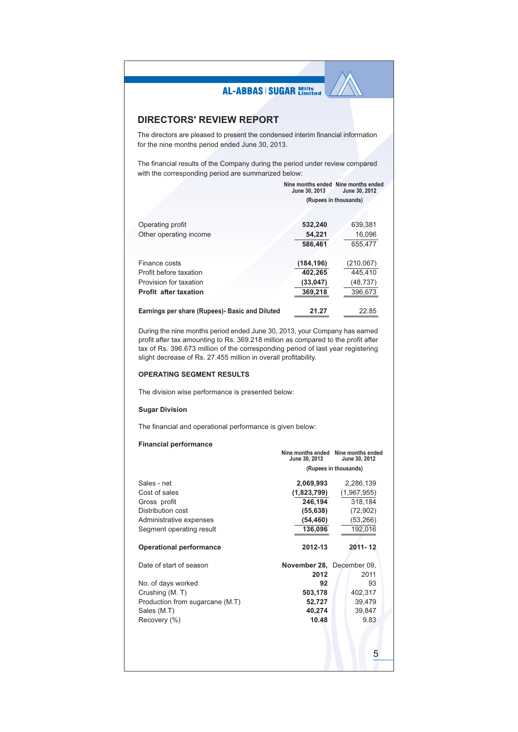## DIRECTORS' REVIEW REPORT

The directors are pleased to present the condensed interim financial information for the nine months period ended June 30, 2013.

The financial results of the Company during the period under review compared with the corresponding period are summarized below:

| | Nine months ended June 30, 2013 | Nine months ended June 30, 2012 |
|---|---|---|
| | (Rupees in thousands) | |
| Operating profit | **532,240** | 639,381 |
| Other operating income | **54,221** | 16,096 |
| | **586,461** | 655,477 |
| Finance costs | **(184,196)** | (210,067) |
| Profit before taxation | **402,265** | 445,410 |
| Provision for taxation | **(33,047)** | (48,737) |
| **Profit after taxation** | **369,218** | 396,673 |
| **Earnings per share (Rupees)- Basic and Diluted** | **21.27** | 22.85 |

During the nine months period ended June 30, 2013, your Company has earned profit after tax amounting to Rs. 369.218 million as compared to the profit after tax of Rs. 396.673 million of the corresponding period of last year registering slight decrease of Rs. 27.455 million in overall profitability.

### OPERATING SEGMENT RESULTS

The division wise performance is presented below:

#### Sugar Division

The financial and operational performance is given below:

**Financial performance**

| | Nine months ended June 30, 2013 | Nine months ended June 30, 2012 |
|---|---|---|
| | (Rupees in thousands) | |
| Sales - net | **2,069,993** | 2,286,139 |
| Cost of sales | **(1,823,799)** | (1,967,955) |
| Gross profit | **246,194** | 318,184 |
| Distribution cost | **(55,638)** | (72,902) |
| Administrative expenses | **(54,460)** | (53,266) |
| Segment operating result | **136,096** | 192,016 |

| **Operational performance** | **2012-13** | **2011- 12** |
|---|---|---|
| Date of start of season | **November 28, 2012** | December 09, 2011 |
| No. of days worked | **92** | 93 |
| Crushing (M. T) | **503,178** | 402,317 |
| Production from sugarcane (M.T) | **52,727** | 39,479 |
| Sales (M.T) | **40,274** | 39,847 |
| Recovery (%) | **10.48** | 9.83 |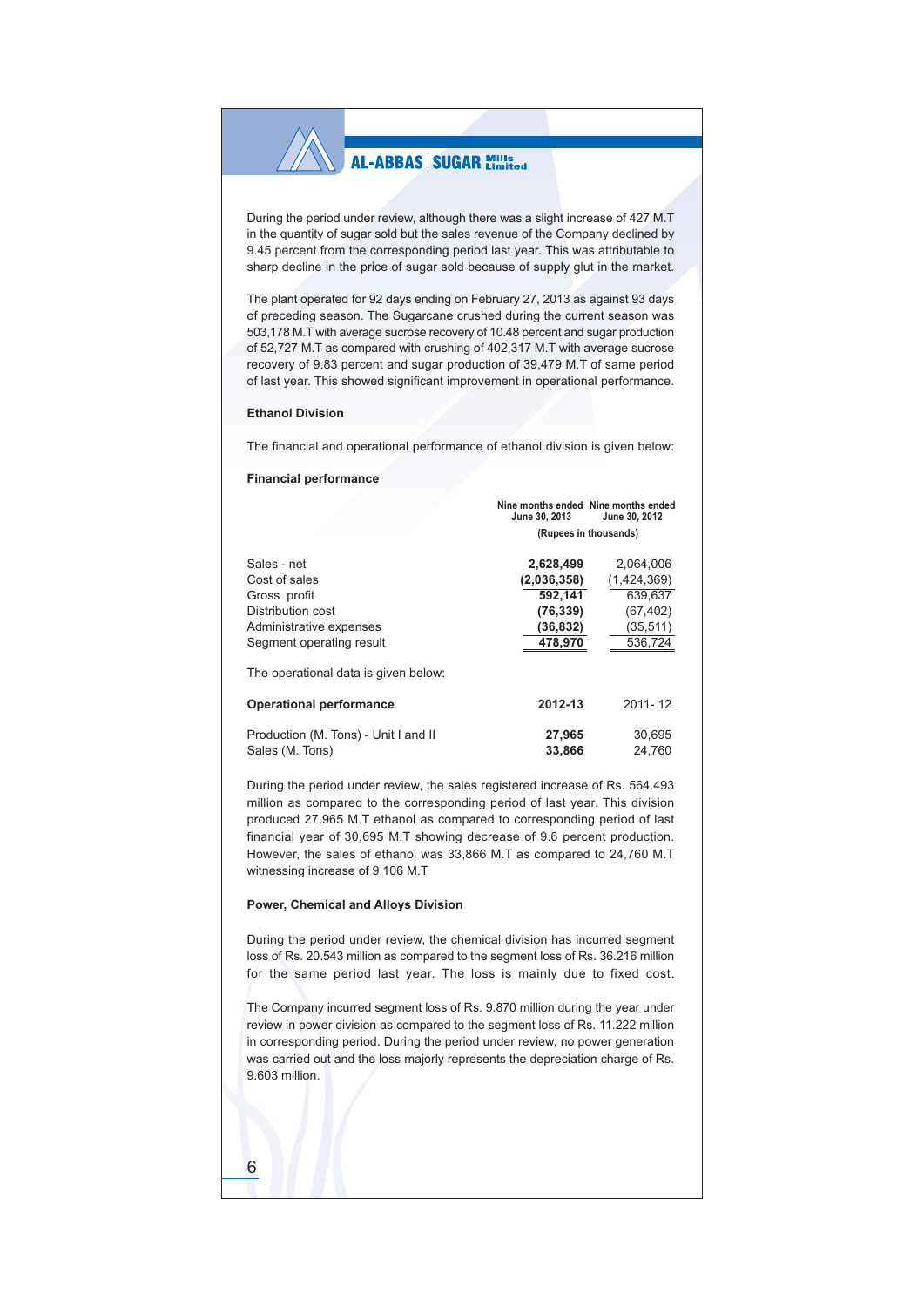During the period under review, although there was a slight increase of 427 M.T in the quantity of sugar sold but the sales revenue of the Company declined by 9.45 percent from the corresponding period last year. This was attributable to sharp decline in the price of sugar sold because of supply glut in the market.

The plant operated for 92 days ending on February 27, 2013 as against 93 days of preceding season. The Sugarcane crushed during the current season was 503,178 M.T with average sucrose recovery of 10.48 percent and sugar production of 52,727 M.T as compared with crushing of 402,317 M.T with average sucrose recovery of 9.83 percent and sugar production of 39,479 M.T of same period of last year. This showed significant improvement in operational performance.

**Ethanol Division**

The financial and operational performance of ethanol division is given below:

**Financial performance**

| | Nine months ended June 30, 2013 | Nine months ended June 30, 2012 |
|---|---|---|
| | (Rupees in thousands) | |
| Sales - net | **2,628,499** | 2,064,006 |
| Cost of sales | **(2,036,358)** | (1,424,369) |
| Gross profit | **592,141** | 639,637 |
| Distribution cost | **(76,339)** | (67,402) |
| Administrative expenses | **(36,832)** | (35,511) |
| Segment operating result | **478,970** | 536,724 |

The operational data is given below:

| **Operational performance** | **2012-13** | 2011- 12 |
|---|---|---|
| Production (M. Tons) - Unit I and II | **27,965** | 30,695 |
| Sales (M. Tons) | **33,866** | 24,760 |

During the period under review, the sales registered increase of Rs. 564.493 million as compared to the corresponding period of last year. This division produced 27,965 M.T ethanol as compared to corresponding period of last financial year of 30,695 M.T showing decrease of 9.6 percent production. However, the sales of ethanol was 33,866 M.T as compared to 24,760 M.T witnessing increase of 9,106 M.T

**Power, Chemical and Alloys Division**

During the period under review, the chemical division has incurred segment loss of Rs. 20.543 million as compared to the segment loss of Rs. 36.216 million for the same period last year. The loss is mainly due to fixed cost.

The Company incurred segment loss of Rs. 9.870 million during the year under review in power division as compared to the segment loss of Rs. 11.222 million in corresponding period. During the period under review, no power generation was carried out and the loss majorly represents the depreciation charge of Rs. 9.603 million.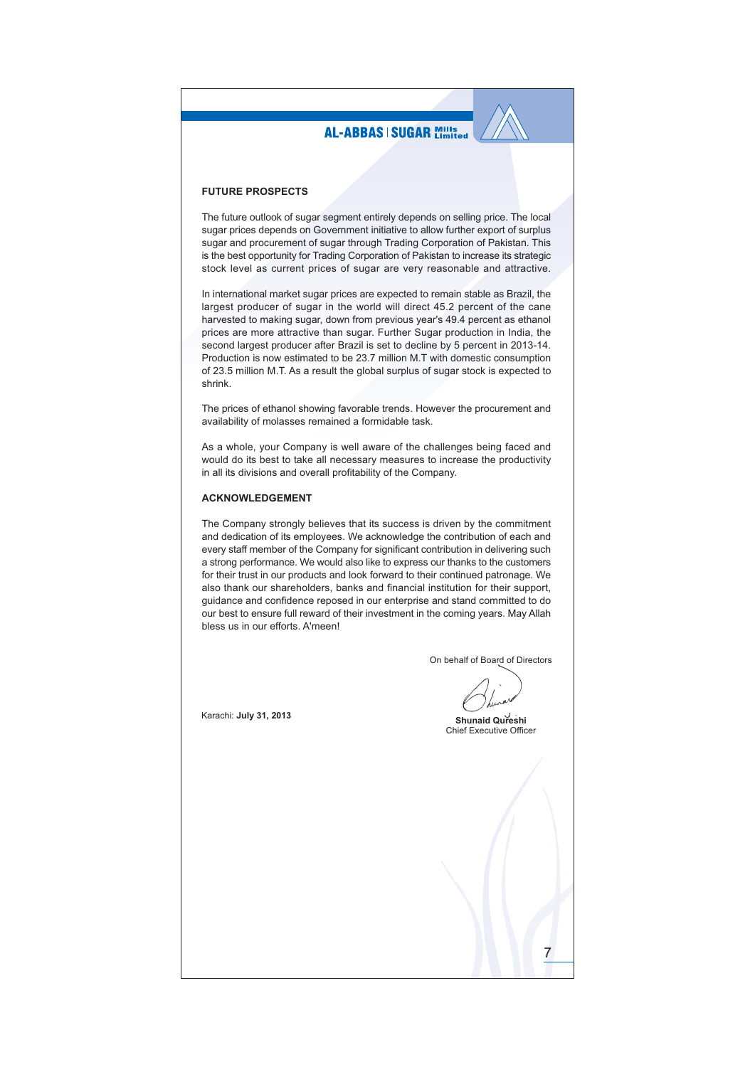## FUTURE PROSPECTS

The future outlook of sugar segment entirely depends on selling price. The local sugar prices depends on Government initiative to allow further export of surplus sugar and procurement of sugar through Trading Corporation of Pakistan. This is the best opportunity for Trading Corporation of Pakistan to increase its strategic stock level as current prices of sugar are very reasonable and attractive.

In international market sugar prices are expected to remain stable as Brazil, the largest producer of sugar in the world will direct 45.2 percent of the cane harvested to making sugar, down from previous year's 49.4 percent as ethanol prices are more attractive than sugar. Further Sugar production in India, the second largest producer after Brazil is set to decline by 5 percent in 2013-14. Production is now estimated to be 23.7 million M.T with domestic consumption of 23.5 million M.T. As a result the global surplus of sugar stock is expected to shrink.

The prices of ethanol showing favorable trends. However the procurement and availability of molasses remained a formidable task.

As a whole, your Company is well aware of the challenges being faced and would do its best to take all necessary measures to increase the productivity in all its divisions and overall profitability of the Company.

## ACKNOWLEDGEMENT

The Company strongly believes that its success is driven by the commitment and dedication of its employees. We acknowledge the contribution of each and every staff member of the Company for significant contribution in delivering such a strong performance. We would also like to express our thanks to the customers for their trust in our products and look forward to their continued patronage. We also thank our shareholders, banks and financial institution for their support, guidance and confidence reposed in our enterprise and stand committed to do our best to ensure full reward of their investment in the coming years. May Allah bless us in our efforts. A'meen!

On behalf of Board of Directors

Karachi: **July 31, 2013**

**Shunaid Qureshi**
Chief Executive Officer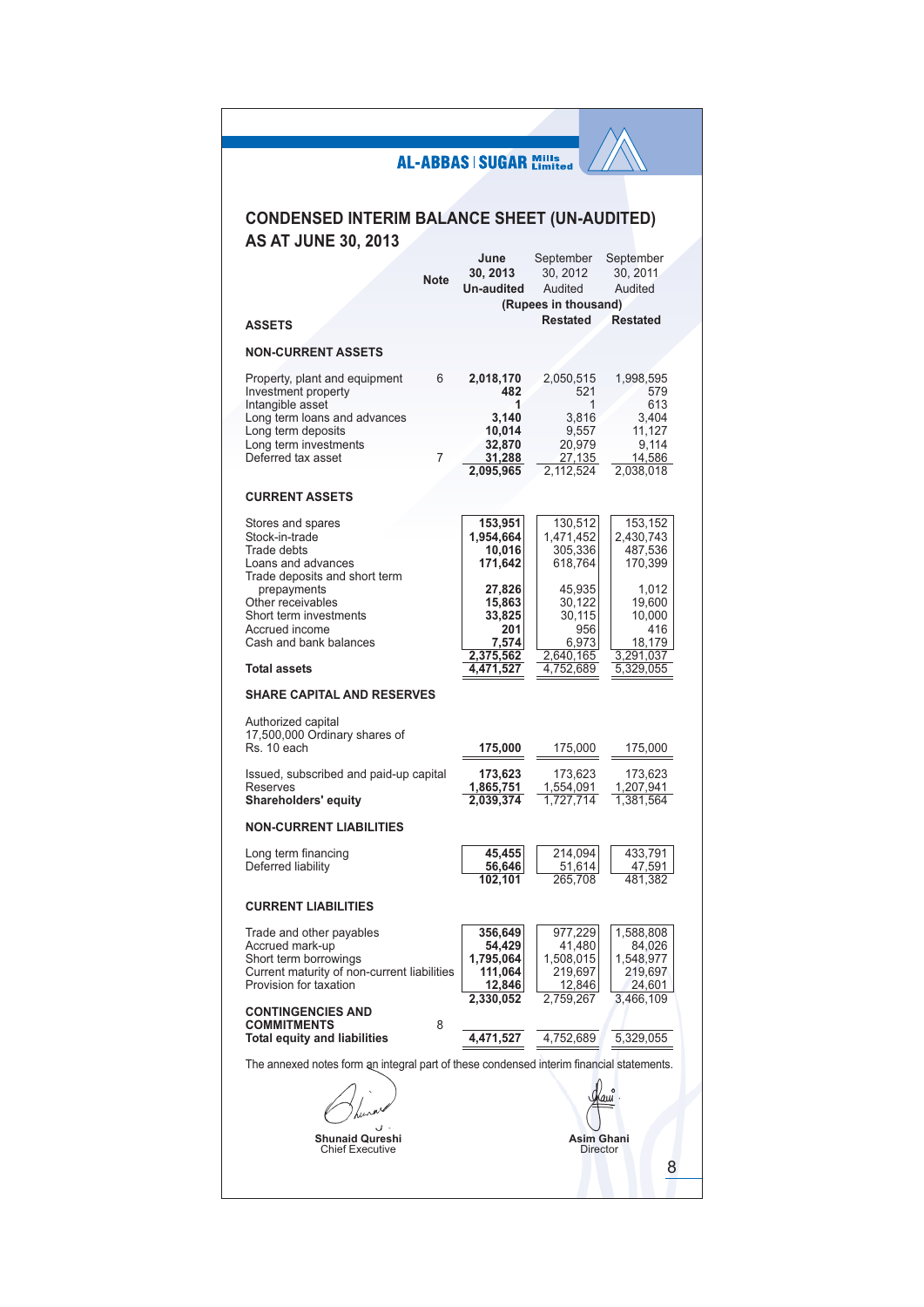# CONDENSED INTERIM BALANCE SHEET (UN-AUDITED)
## AS AT JUNE 30, 2013

| | Note | June 30, 2013 Un-audited | September 30, 2012 Audited | September 30, 2011 Audited |
|---|---|---|---|---|
| | | (Rupees in thousand) | | |
| **ASSETS** | | | Restated | Restated |
| **NON-CURRENT ASSETS** | | | | |
| Property, plant and equipment | 6 | 2,018,170 | 2,050,515 | 1,998,595 |
| Investment property | | 482 | 521 | 579 |
| Intangible asset | | 1 | 1 | 613 |
| Long term loans and advances | | 3,140 | 3,816 | 3,404 |
| Long term deposits | | 10,014 | 9,557 | 11,127 |
| Long term investments | | 32,870 | 20,979 | 9,114 |
| Deferred tax asset | 7 | 31,288 | 27,135 | 14,586 |
| | | 2,095,965 | 2,112,524 | 2,038,018 |
| **CURRENT ASSETS** | | | | |
| Stores and spares | | 153,951 | 130,512 | 153,152 |
| Stock-in-trade | | 1,954,664 | 1,471,452 | 2,430,743 |
| Trade debts | | 10,016 | 305,336 | 487,536 |
| Loans and advances | | 171,642 | 618,764 | 170,399 |
| Trade deposits and short term prepayments | | 27,826 | 45,935 | 1,012 |
| Other receivables | | 15,863 | 30,122 | 19,600 |
| Short term investments | | 33,825 | 30,115 | 10,000 |
| Accrued income | | 201 | 956 | 416 |
| Cash and bank balances | | 7,574 | 6,973 | 18,179 |
| | | 2,375,562 | 2,640,165 | 3,291,037 |
| **Total assets** | | 4,471,527 | 4,752,689 | 5,329,055 |
| **SHARE CAPITAL AND RESERVES** | | | | |
| Authorized capital 17,500,000 Ordinary shares of Rs. 10 each | | 175,000 | 175,000 | 175,000 |
| Issued, subscribed and paid-up capital | | 173,623 | 173,623 | 173,623 |
| Reserves | | 1,865,751 | 1,554,091 | 1,207,941 |
| **Shareholders' equity** | | 2,039,374 | 1,727,714 | 1,381,564 |
| **NON-CURRENT LIABILITIES** | | | | |
| Long term financing | | 45,455 | 214,094 | 433,791 |
| Deferred liability | | 56,646 | 51,614 | 47,591 |
| | | 102,101 | 265,708 | 481,382 |
| **CURRENT LIABILITIES** | | | | |
| Trade and other payables | | 356,649 | 977,229 | 1,588,808 |
| Accrued mark-up | | 54,429 | 41,480 | 84,026 |
| Short term borrowings | | 1,795,064 | 1,508,015 | 1,548,977 |
| Current maturity of non-current liabilities | | 111,064 | 219,697 | 219,697 |
| Provision for taxation | | 12,846 | 12,846 | 24,601 |
| | | 2,330,052 | 2,759,267 | 3,466,109 |
| **CONTINGENCIES AND COMMITMENTS** | 8 | | | |
| **Total equity and liabilities** | | 4,471,527 | 4,752,689 | 5,329,055 |

The annexed notes form an integral part of these condensed interim financial statements.

**Shunaid Qureshi**
Chief Executive

**Asim Ghani**
Director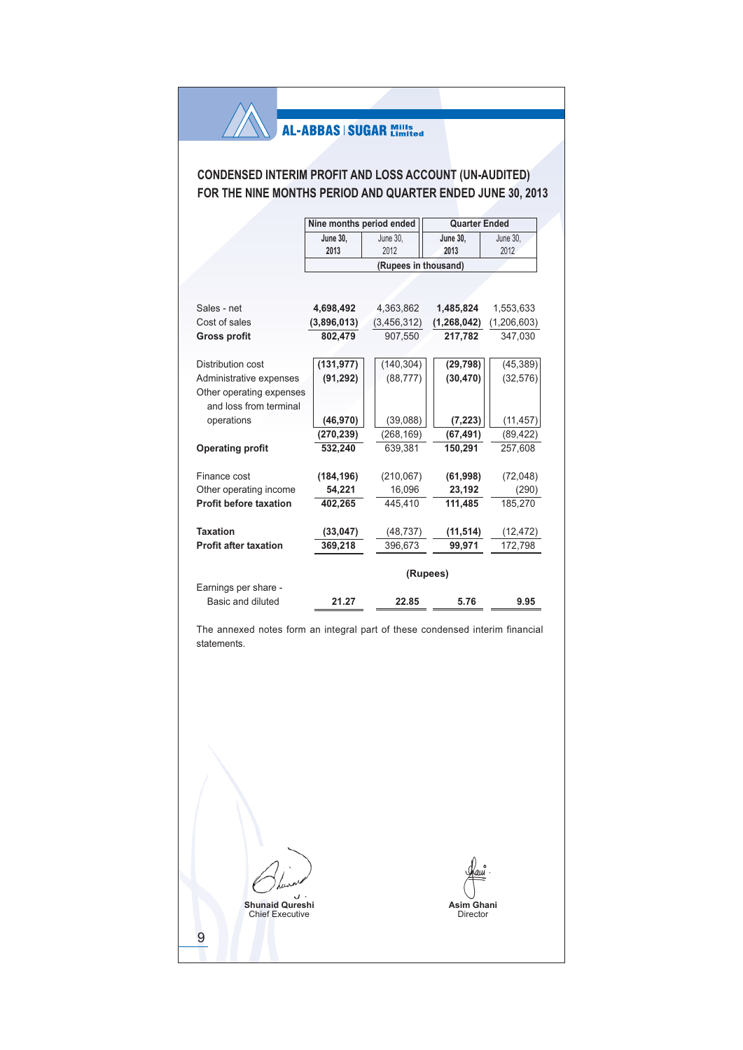AL-ABBAS | SUGAR Mills Limited

# CONDENSED INTERIM PROFIT AND LOSS ACCOUNT (UN-AUDITED)
# FOR THE NINE MONTHS PERIOD AND QUARTER ENDED JUNE 30, 2013

| | Nine months period ended | | Quarter Ended | |
|---|---|---|---|---|
| | **June 30, 2013** | June 30, 2012 | **June 30, 2013** | June 30, 2012 |
| | (Rupees in thousand) | | | |
| Sales - net | **4,698,492** | 4,363,862 | **1,485,824** | 1,553,633 |
| Cost of sales | **(3,896,013)** | (3,456,312) | **(1,268,042)** | (1,206,603) |
| **Gross profit** | **802,479** | 907,550 | **217,782** | 347,030 |
| Distribution cost | **(131,977)** | (140,304) | **(29,798)** | (45,389) |
| Administrative expenses | **(91,292)** | (88,777) | **(30,470)** | (32,576) |
| Other operating expenses and loss from terminal operations | **(46,970)** | (39,088) | **(7,223)** | (11,457) |
| | **(270,239)** | (268,169) | **(67,491)** | (89,422) |
| **Operating profit** | **532,240** | 639,381 | **150,291** | 257,608 |
| Finance cost | **(184,196)** | (210,067) | **(61,998)** | (72,048) |
| Other operating income | **54,221** | 16,096 | **23,192** | (290) |
| **Profit before taxation** | **402,265** | 445,410 | **111,485** | 185,270 |
| **Taxation** | **(33,047)** | (48,737) | **(11,514)** | (12,472) |
| **Profit after taxation** | **369,218** | 396,673 | **99,971** | 172,798 |
| | (Rupees) | | | |
| Earnings per share - Basic and diluted | **21.27** | **22.85** | **5.76** | **9.95** |

The annexed notes form an integral part of these condensed interim financial statements.

**Shunaid Qureshi**
Chief Executive

**Asim Ghani**
Director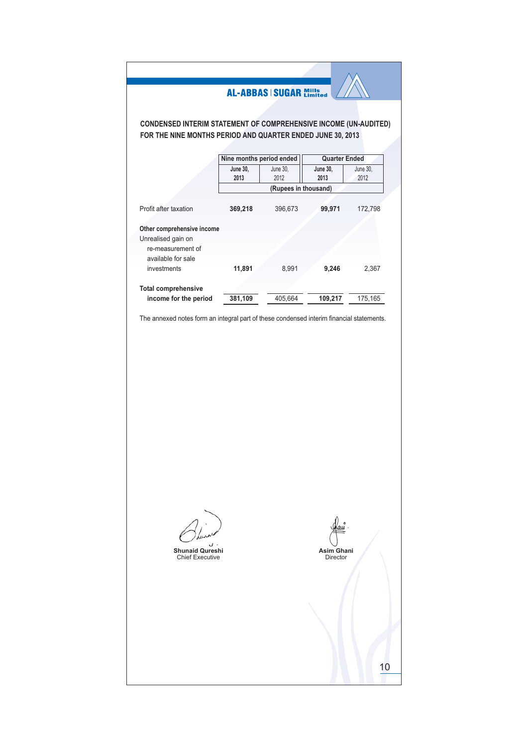# CONDENSED INTERIM STATEMENT OF COMPREHENSIVE INCOME (UN-AUDITED) FOR THE NINE MONTHS PERIOD AND QUARTER ENDED JUNE 30, 2013

| | Nine months period ended | | Quarter Ended | |
|---|---|---|---|---|
| | **June 30, 2013** | June 30, 2012 | **June 30, 2013** | June 30, 2012 |
| | (Rupees in thousand) | | | |
| Profit after taxation | **369,218** | 396,673 | **99,971** | 172,798 |
| **Other comprehensive income** | | | | |
| Unrealised gain on re-measurement of available for sale investments | **11,891** | 8,991 | **9,246** | 2,367 |
| **Total comprehensive income for the period** | **381,109** | 405,664 | **109,217** | 175,165 |

The annexed notes form an integral part of these condensed interim financial statements.

**Shunaid Qureshi**
Chief Executive

**Asim Ghani**
Director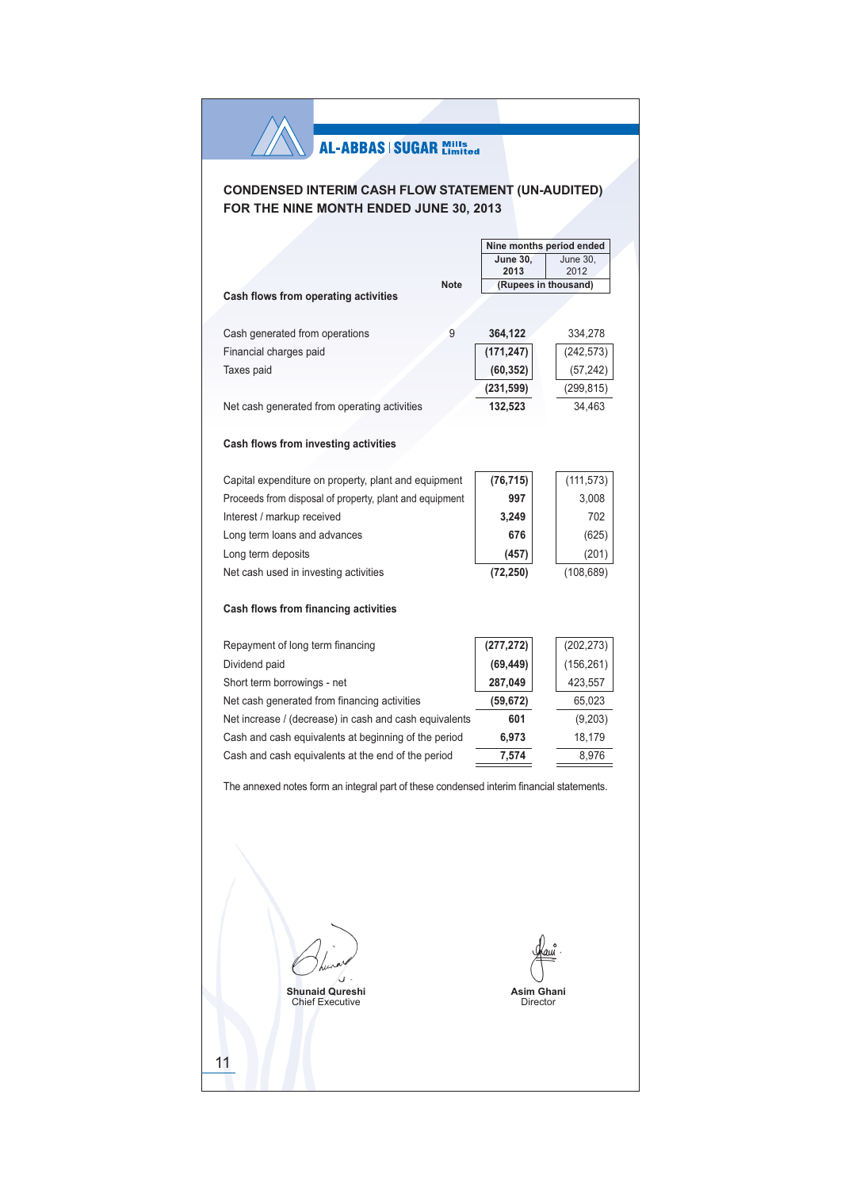**AL-ABBAS | SUGAR Mills Limited**

## CONDENSED INTERIM CASH FLOW STATEMENT (UN-AUDITED) FOR THE NINE MONTH ENDED JUNE 30, 2013

| | Note | Nine months period ended June 30, 2013 | June 30, 2012 |
|---|---|---|---|
| | | (Rupees in thousand) | |
| **Cash flows from operating activities** | | | |
| Cash generated from operations | 9 | **364,122** | 334,278 |
| Financial charges paid | | **(171,247)** | (242,573) |
| Taxes paid | | **(60,352)** | (57,242) |
| | | **(231,599)** | (299,815) |
| Net cash generated from operating activities | | **132,523** | 34,463 |
| **Cash flows from investing activities** | | | |
| Capital expenditure on property, plant and equipment | | **(76,715)** | (111,573) |
| Proceeds from disposal of property, plant and equipment | | **997** | 3,008 |
| Interest / markup received | | **3,249** | 702 |
| Long term loans and advances | | **676** | (625) |
| Long term deposits | | **(457)** | (201) |
| Net cash used in investing activities | | **(72,250)** | (108,689) |
| **Cash flows from financing activities** | | | |
| Repayment of long term financing | | **(277,272)** | (202,273) |
| Dividend paid | | **(69,449)** | (156,261) |
| Short term borrowings - net | | **287,049** | 423,557 |
| Net cash generated from financing activities | | **(59,672)** | 65,023 |
| Net increase / (decrease) in cash and cash equivalents | | **601** | (9,203) |
| Cash and cash equivalents at beginning of the period | | **6,973** | 18,179 |
| Cash and cash equivalents at the end of the period | | **7,574** | 8,976 |

The annexed notes form an integral part of these condensed interim financial statements.

**Shunaid Qureshi**
Chief Executive

**Asim Ghani**
Director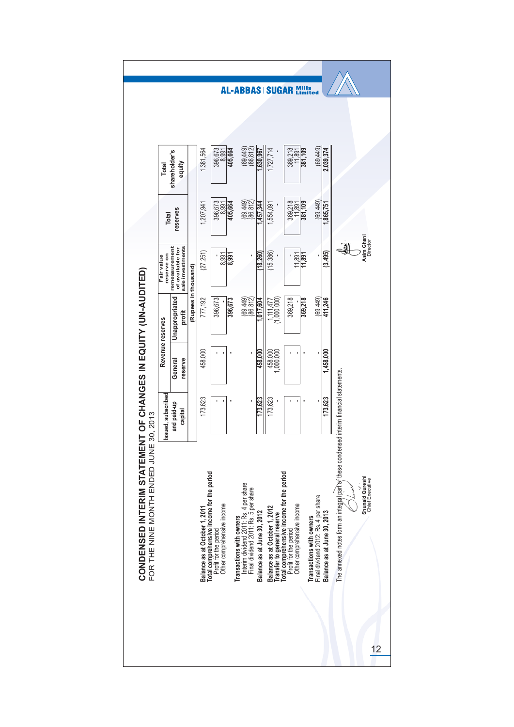# CONDENSED INTERIM STATEMENT OF CHANGES IN EQUITY (UN-AUDITED)

FOR THE NINE MONTH ENDED JUNE 30, 2013

| | Issued, subscribed and paid-up capital | Revenue reserves | | Fair value reserve on remeasurement of available for sale investments | Total reserves | Total shareholder's equity |
|---|---|---|---|---|---|---|
| | | General reserve | Unappropriated profit | | | |
| | (Rupees in thousand) | | | | | |
| **Balance as at October 1, 2011** | 173,623 | 458,000 | 777,192 | (27,251) | 1,207,941 | 1,381,564 |
| **Total comprehensive income for the period** | | | | | | |
| Profit for the period | - | - | 396,673 | - | 396,673 | 396,673 |
| Other comprehensive income | - | - | - | 8,991 | 8,991 | 8,991 |
| | - | - | 396,673 | 8,991 | 405,664 | 405,664 |
| **Transactions with owners** | | | | | | |
| Interim dividend 2011: Rs. 4 per share | - | - | (69,449) | - | (69,449) | (69,449) |
| Final dividend 2011: Rs. 5 per share | | | (86,812) | | (86,812) | (86,812) |
| **Balance as at June 30, 2012** | 173,623 | 458,000 | 1,017,604 | (18,260) | 1,457,344 | 1,630,967 |
| **Balance as at October 1, 2012** | 173,623 | 458,000 | 1,111,477 | (15,386) | 1,554,091 | 1,727,714 |
| **Transfer to general reserve** | - | 1,000,000 | (1,000,000) | - | - | - |
| **Total comprehensive income for the period** | | | | | | |
| Profit for the period | - | - | 369,218 | - | 369,218 | 369,218 |
| Other comprehensive income | - | - | - | 11,891 | 11,891 | 11,891 |
| | - | - | 369,218 | 11,891 | 381,109 | 381,109 |
| **Transactions with owners** | | | | | | |
| Final dividend 2012: Rs. 4 per share | - | - | (69,449) | - | (69,449) | (69,449) |
| **Balance as at June 30, 2013** | 173,623 | 1,458,000 | 411,246 | (3,495) | 1,865,751 | 2,039,374 |

The annexed notes form an integral part of these condensed interim financial statements.

Shunaid Qureshi
Chief Executive

Asim Ghani
Director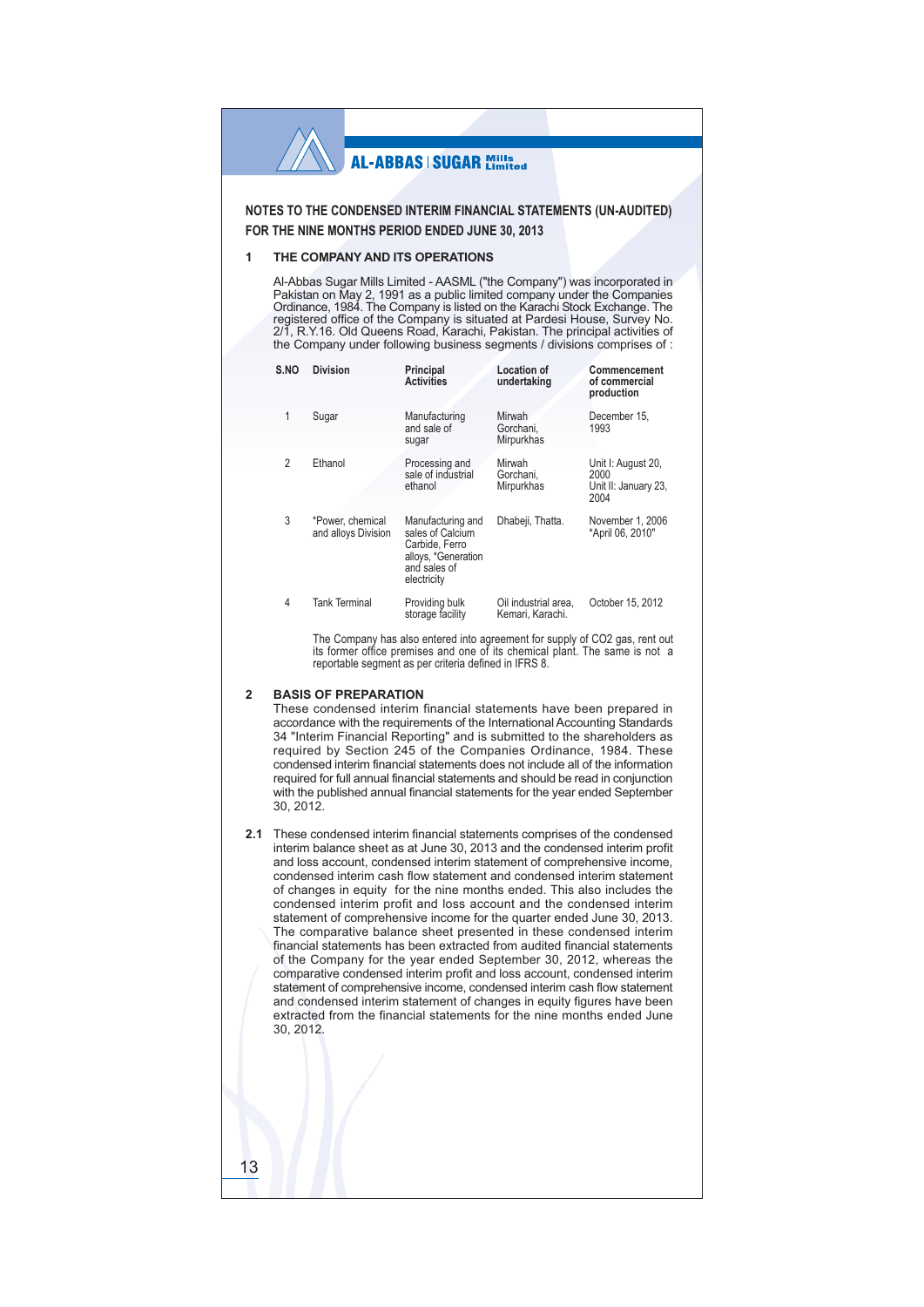# NOTES TO THE CONDENSED INTERIM FINANCIAL STATEMENTS (UN-AUDITED) FOR THE NINE MONTHS PERIOD ENDED JUNE 30, 2013

## 1 THE COMPANY AND ITS OPERATIONS

Al-Abbas Sugar Mills Limited - AASML ("the Company") was incorporated in Pakistan on May 2, 1991 as a public limited company under the Companies Ordinance, 1984. The Company is listed on the Karachi Stock Exchange. The registered office of the Company is situated at Pardesi House, Survey No. 2/1, R.Y.16. Old Queens Road, Karachi, Pakistan. The principal activities of the Company under following business segments / divisions comprises of :

| S.NO | Division | Principal Activities | Location of undertaking | Commencement of commercial production |
|---|---|---|---|---|
| 1 | Sugar | Manufacturing and sale of sugar | Mirwah Gorchani, Mirpurkhas | December 15, 1993 |
| 2 | Ethanol | Processing and sale of industrial ethanol | Mirwah Gorchani, Mirpurkhas | Unit I: August 20, 2000<br>Unit II: January 23, 2004 |
| 3 | *Power, chemical and alloys Division | Manufacturing and sales of Calcium Carbide, Ferro alloys, *Generation and sales of electricity | Dhabeji, Thatta. | November 1, 2006<br>*April 06, 2010" |
| 4 | Tank Terminal | Providing bulk storage facility | Oil industrial area, Kemari, Karachi. | October 15, 2012 |

The Company has also entered into agreement for supply of CO2 gas, rent out its former office premises and one of its chemical plant. The same is not a reportable segment as per criteria defined in IFRS 8.

## 2 BASIS OF PREPARATION

These condensed interim financial statements have been prepared in accordance with the requirements of the International Accounting Standards 34 "Interim Financial Reporting" and is submitted to the shareholders as required by Section 245 of the Companies Ordinance, 1984. These condensed interim financial statements does not include all of the information required for full annual financial statements and should be read in conjunction with the published annual financial statements for the year ended September 30, 2012.

**2.1** These condensed interim financial statements comprises of the condensed interim balance sheet as at June 30, 2013 and the condensed interim profit and loss account, condensed interim statement of comprehensive income, condensed interim cash flow statement and condensed interim statement of changes in equity for the nine months ended. This also includes the condensed interim profit and loss account and the condensed interim statement of comprehensive income for the quarter ended June 30, 2013. The comparative balance sheet presented in these condensed interim financial statements has been extracted from audited financial statements of the Company for the year ended September 30, 2012, whereas the comparative condensed interim profit and loss account, condensed interim statement of comprehensive income, condensed interim cash flow statement and condensed interim statement of changes in equity figures have been extracted from the financial statements for the nine months ended June 30, 2012.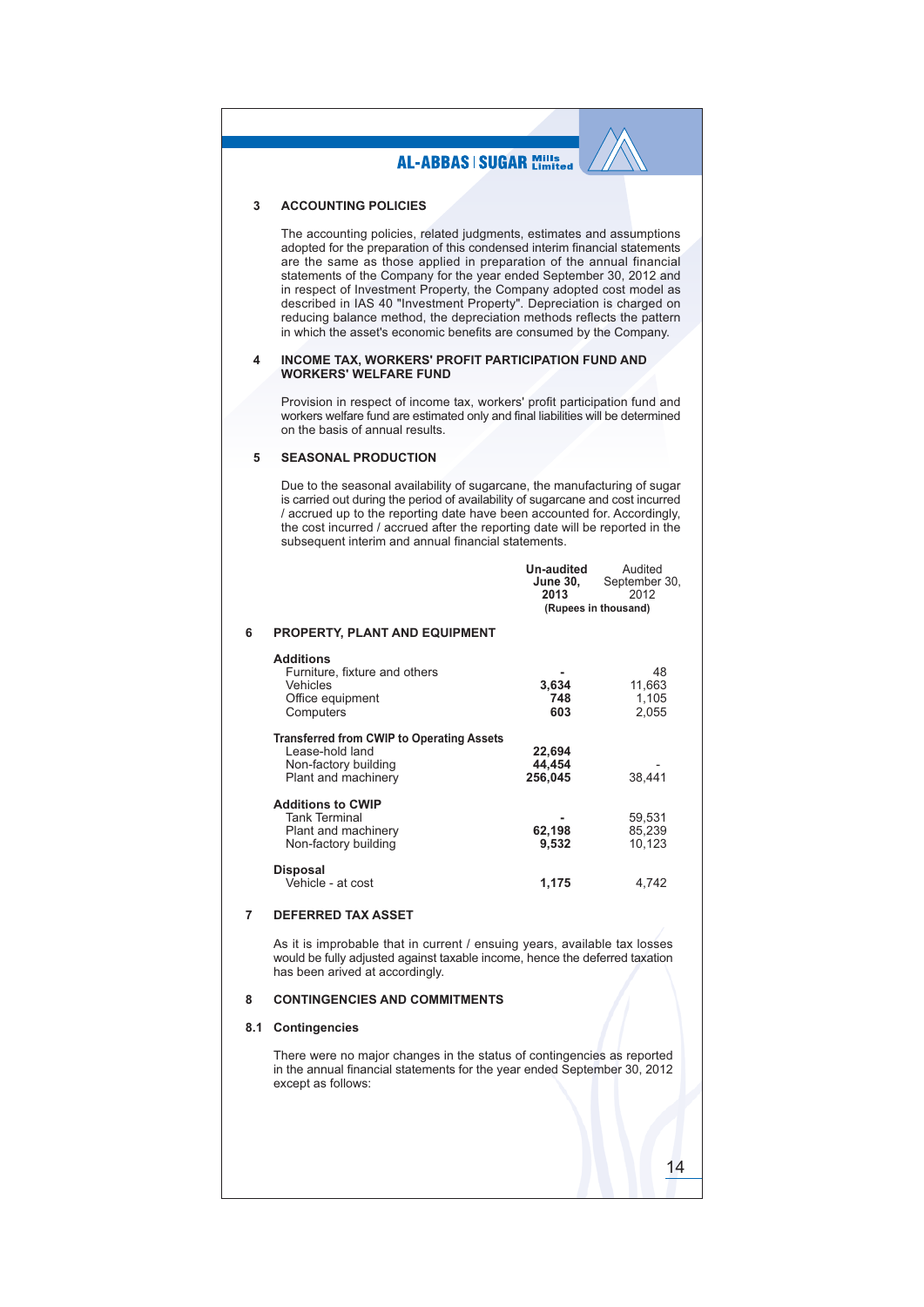## 3 ACCOUNTING POLICIES

The accounting policies, related judgments, estimates and assumptions adopted for the preparation of this condensed interim financial statements are the same as those applied in preparation of the annual financial statements of the Company for the year ended September 30, 2012 and in respect of Investment Property, the Company adopted cost model as described in IAS 40 "Investment Property". Depreciation is charged on reducing balance method, the depreciation methods reflects the pattern in which the asset's economic benefits are consumed by the Company.

## 4 INCOME TAX, WORKERS' PROFIT PARTICIPATION FUND AND WORKERS' WELFARE FUND

Provision in respect of income tax, workers' profit participation fund and workers welfare fund are estimated only and final liabilities will be determined on the basis of annual results.

## 5 SEASONAL PRODUCTION

Due to the seasonal availability of sugarcane, the manufacturing of sugar is carried out during the period of availability of sugarcane and cost incurred / accrued up to the reporting date have been accounted for. Accordingly, the cost incurred / accrued after the reporting date will be reported in the subsequent interim and annual financial statements.

| | **Un-audited June 30, 2013** | Audited September 30, 2012 |
|---|---|---|
| | **(Rupees in thousand)** | |
| **6 PROPERTY, PLANT AND EQUIPMENT** | | |
| **Additions** | | |
| Furniture, fixture and others | **-** | 48 |
| Vehicles | **3,634** | 11,663 |
| Office equipment | **748** | 1,105 |
| Computers | **603** | 2,055 |
| **Transferred from CWIP to Operating Assets** | | |
| Lease-hold land | **22,694** | |
| Non-factory building | **44,454** | - |
| Plant and machinery | **256,045** | 38,441 |
| **Additions to CWIP** | | |
| Tank Terminal | **-** | 59,531 |
| Plant and machinery | **62,198** | 85,239 |
| Non-factory building | **9,532** | 10,123 |
| **Disposal** | | |
| Vehicle - at cost | **1,175** | 4,742 |

## 7 DEFERRED TAX ASSET

As it is improbable that in current / ensuing years, available tax losses would be fully adjusted against taxable income, hence the deferred taxation has been arived at accordingly.

## 8 CONTINGENCIES AND COMMITMENTS

### 8.1 Contingencies

There were no major changes in the status of contingencies as reported in the annual financial statements for the year ended September 30, 2012 except as follows: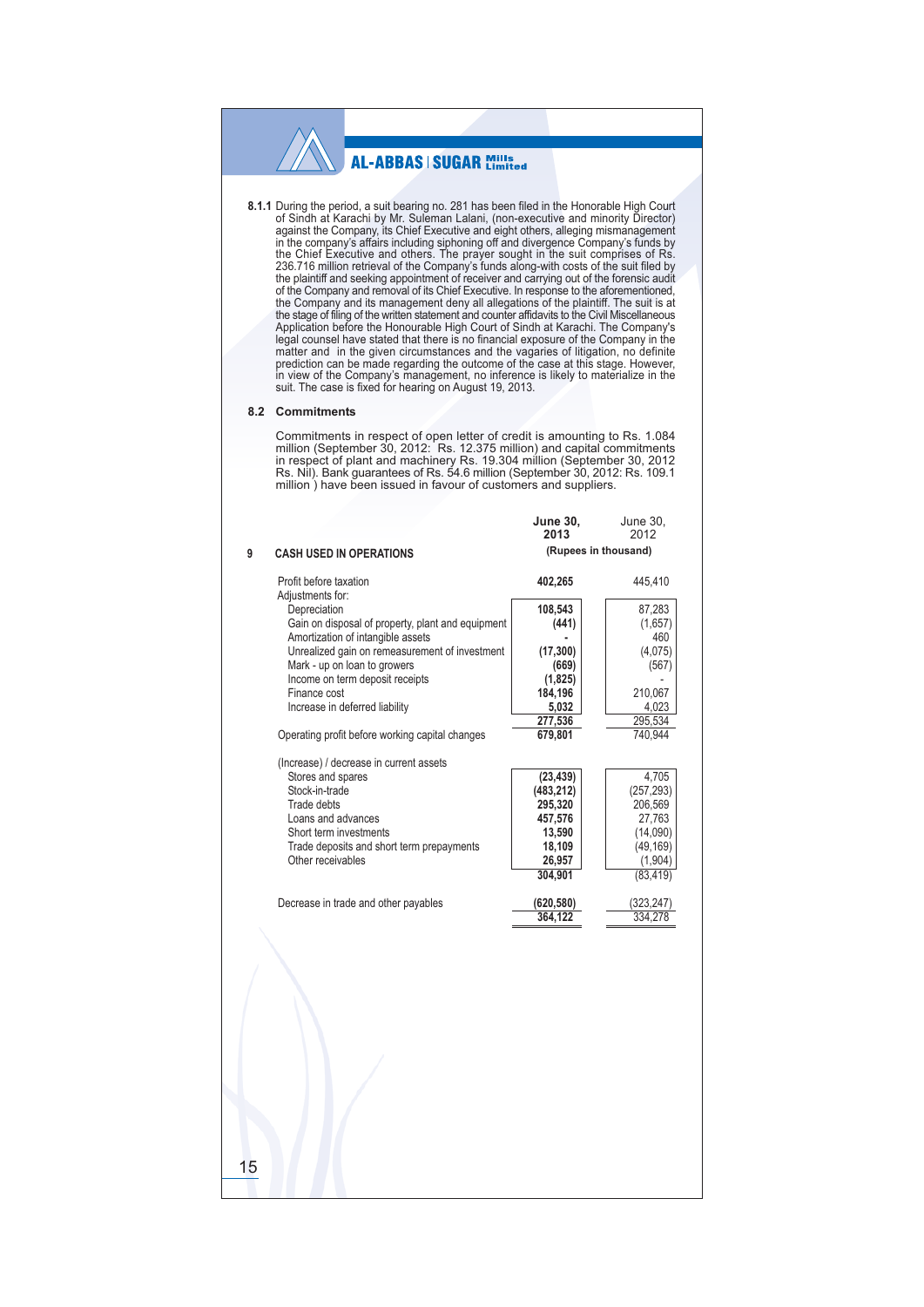**8.1.1** During the period, a suit bearing no. 281 has been filed in the Honorable High Court of Sindh at Karachi by Mr. Suleman Lalani, (non-executive and minority Director) against the Company, its Chief Executive and eight others, alleging mismanagement in the company's affairs including siphoning off and divergence Company's funds by the Chief Executive and others. The prayer sought in the suit comprises of Rs. 236.716 million retrieval of the Company's funds along-with costs of the suit filed by the plaintiff and seeking appointment of receiver and carrying out of the forensic audit of the Company and removal of its Chief Executive. In response to the aforementioned, the Company and its management deny all allegations of the plaintiff. The suit is at the stage of filing of the written statement and counter affidavits to the Civil Miscellaneous Application before the Honourable High Court of Sindh at Karachi. The Company's legal counsel have stated that there is no financial exposure of the Company in the matter and in the given circumstances and the vagaries of litigation, no definite prediction can be made regarding the outcome of the case at this stage. However, in view of the Company's management, no inference is likely to materialize in the suit. The case is fixed for hearing on August 19, 2013.

## 8.2 Commitments

Commitments in respect of open letter of credit is amounting to Rs. 1.084 million (September 30, 2012: Rs. 12.375 million) and capital commitments in respect of plant and machinery Rs. 19.304 million (September 30, 2012 Rs. Nil). Bank guarantees of Rs. 54.6 million (September 30, 2012: Rs. 109.1 million ) have been issued in favour of customers and suppliers.

## 9 CASH USED IN OPERATIONS

| | **June 30, 2013** | June 30, 2012 |
|---|---|---|
| | **(Rupees in thousand)** | |
| Profit before taxation | **402,265** | 445,410 |
| Adjustments for: | | |
| Depreciation | **108,543** | 87,283 |
| Gain on disposal of property, plant and equipment | **(441)** | (1,657) |
| Amortization of intangible assets | **-** | 460 |
| Unrealized gain on remeasurement of investment | **(17,300)** | (4,075) |
| Mark - up on loan to growers | **(669)** | (567) |
| Income on term deposit receipts | **(1,825)** | - |
| Finance cost | **184,196** | 210,067 |
| Increase in deferred liability | **5,032** | 4,023 |
| | **277,536** | 295,534 |
| Operating profit before working capital changes | **679,801** | 740,944 |
| (Increase) / decrease in current assets | | |
| Stores and spares | **(23,439)** | 4,705 |
| Stock-in-trade | **(483,212)** | (257,293) |
| Trade debts | **295,320** | 206,569 |
| Loans and advances | **457,576** | 27,763 |
| Short term investments | **13,590** | (14,090) |
| Trade deposits and short term prepayments | **18,109** | (49,169) |
| Other receivables | **26,957** | (1,904) |
| | **304,901** | (83,419) |
| Decrease in trade and other payables | **(620,580)** | (323,247) |
| | **364,122** | 334,278 |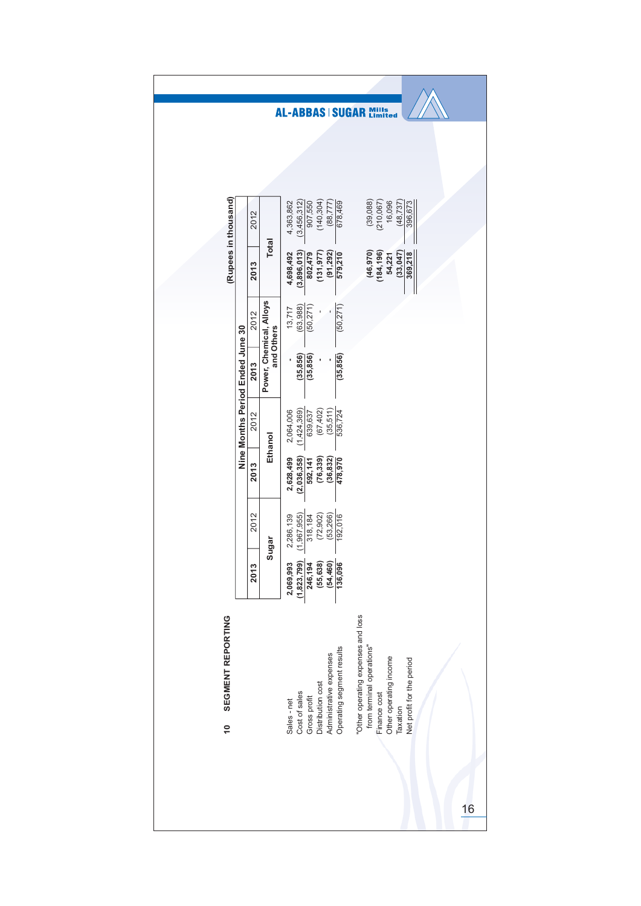## 10 SEGMENT REPORTING

(Rupees in thousand)

| | Nine Months Period Ended June 30 | | | | | | | |
|---|---|---|---|---|---|---|---|---|
| | Sugar | | Ethanol | | Power, Chemical, Alloys and Others | | Total | |
| | **2013** | 2012 | **2013** | 2012 | **2013** | 2012 | **2013** | 2012 |
| Sales - net | **2,069,993** | 2,286,139 | **2,628,499** | 2,064,006 | **-** | 13,717 | **4,698,492** | 4,363,862 |
| Cost of sales | **(1,823,799)** | (1,967,955) | **(2,036,358)** | (1,424,369) | **(35,856)** | (63,988) | **(3,896,013)** | (3,456,312) |
| Gross profit | **246,194** | 318,184 | **592,141** | 639,637 | **(35,856)** | (50,271) | **802,479** | 907,550 |
| Distribution cost | **(55,638)** | (72,902) | **(76,339)** | (67,402) | **-** | - | **(131,977)** | (140,304) |
| Administrative expenses | **(54,460)** | (53,266) | **(36,832)** | (35,511) | **-** | - | **(91,292)** | (88,777) |
| Operating segment results | **136,096** | 192,016 | **478,970** | 536,724 | **(35,856)** | (50,271) | **579,210** | 678,469 |
| "Other operating expenses and loss from terminal operations" | | | | | | | **(46,970)** | (39,088) |
| Finance cost | | | | | | | **(184,196)** | (210,067) |
| Other operating income | | | | | | | **54,221** | 16,096 |
| Taxation | | | | | | | **(33,047)** | (48,737) |
| Net profit for the period | | | | | | | **369,218** | 396,673 |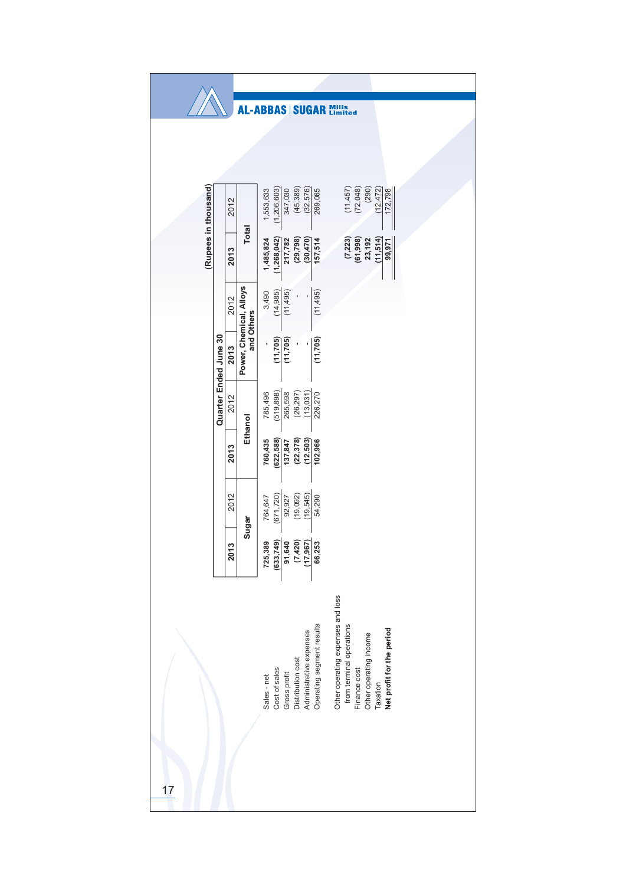(Rupees in thousand)

| | Quarter Ended June 30 | | | | | | | |
|---|---|---|---|---|---|---|---|---|
| | Sugar | | Ethanol | | Power, Chemical, Alloys and Others | | Total | |
| | **2013** | 2012 | **2013** | 2012 | **2013** | 2012 | **2013** | 2012 |
| Sales - net | **725,389** | 764,647 | **760,435** | 785,496 | **-** | 3,490 | **1,485,824** | 1,553,633 |
| Cost of sales | **(633,749)** | (671,720) | **(622,588)** | (519,898) | **(11,705)** | (14,985) | **(1,268,042)** | (1,206,603) |
| Gross profit | **91,640** | 92,927 | **137,847** | 265,598 | **(11,705)** | (11,495) | **217,782** | 347,030 |
| Distribution cost | **(7,420)** | (19,092) | **(22,378)** | (26,297) | **-** | - | **(29,798)** | (45,389) |
| Administrative expenses | **(17,967)** | (19,545) | **(12,503)** | (13,031) | **-** | - | **(30,470)** | (32,576) |
| Operating segment results | **66,253** | 54,290 | **102,966** | 226,270 | **(11,705)** | (11,495) | **157,514** | 269,065 |
| | | | | | | | | |
| Other operating expenses and loss from terminal operations | | | | | | | **(7,223)** | (11,457) |
| Finance cost | | | | | | | **(61,998)** | (72,048) |
| Other operating income | | | | | | | **23,192** | (290) |
| Taxation | | | | | | | **(11,514)** | (12,472) |
| **Net profit for the period** | | | | | | | **99,971** | 172,798 |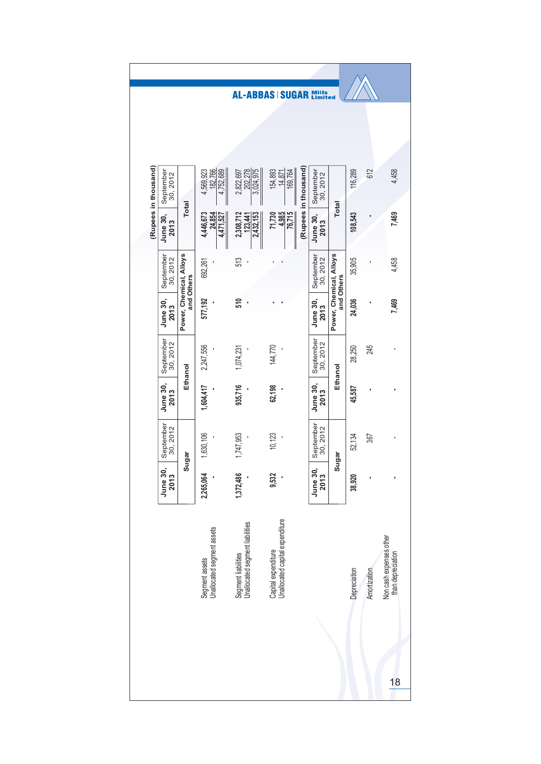(Rupees in thousand)

| | Sugar | | Ethanol | | Power, Chemical, Alloys and Others | | Total | |
|---|---|---|---|---|---|---|---|---|
| | June 30, 2013 | September 30, 2012 | June 30, 2013 | September 30, 2012 | June 30, 2013 | September 30, 2012 | June 30, 2013 | September 30, 2012 |
| Segment assets | 2,265,064 | 1,630,106 | 1,604,417 | 2,247,556 | 577,192 | 692,261 | 4,446,673 | 4,569,923 |
| Unallocated segment assets | - | - | - | - | - | - | 24,854 | 182,766 |
| | | | | | | | 4,471,527 | 4,752,689 |
| Segment liabilities | 1,372,486 | 1,747,953 | 935,716 | 1,074,231 | 510 | 513 | 2,308,712 | 2,822,697 |
| Unallocated segment liabilities | - | - | - | - | - | - | 123,441 | 202,278 |
| | | | | | | | 2,432,153 | 3,024,975 |
| Capital expenditure | 9,532 | 10,123 | 62,198 | 144,770 | - | - | 71,730 | 154,893 |
| Unallocated capital expenditure | - | - | - | - | - | - | 4,985 | 14,871 |
| | | | | | | | 76,715 | 169,764 |

(Rupees in thousand)

| | Sugar | | Ethanol | | Power, Chemical, Alloys and Others | | Total | |
|---|---|---|---|---|---|---|---|---|
| | June 30, 2013 | September 30, 2012 | June 30, 2013 | September 30, 2012 | June 30, 2013 | September 30, 2012 | June 30, 2013 | September 30, 2012 |
| Depreciation | 38,920 | 52,134 | 45,587 | 28,250 | 24,036 | 35,905 | 108,543 | 116,289 |
| Amortization | - | 367 | - | 245 | - | - | - | 612 |
| Non cash expenses other than depreciation | - | - | - | - | 7,469 | 4,458 | 7,469 | 4,458 |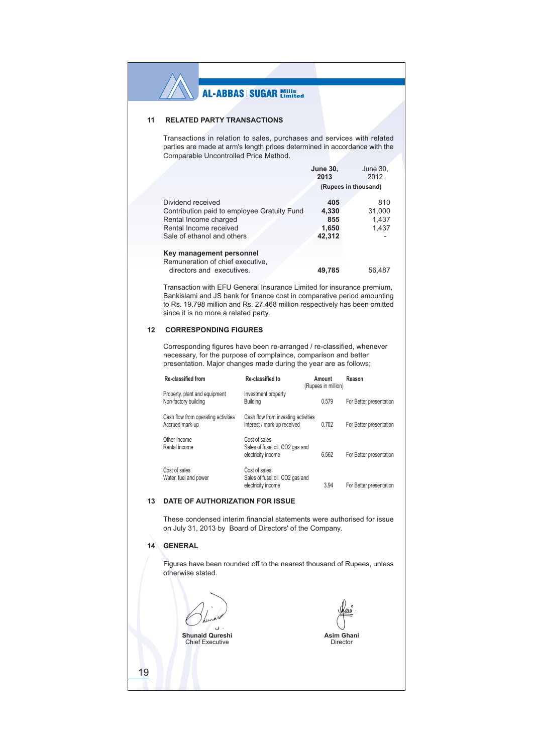## 11 RELATED PARTY TRANSACTIONS

Transactions in relation to sales, purchases and services with related parties are made at arm's length prices determined in accordance with the Comparable Uncontrolled Price Method.

| | **June 30, 2013** | June 30, 2012 |
|---|---|---|
| | (Rupees in thousand) | |
| Dividend received | **405** | 810 |
| Contribution paid to employee Gratuity Fund | **4,330** | 31,000 |
| Rental Income charged | **855** | 1,437 |
| Rental Income received | **1,650** | 1,437 |
| Sale of ethanol and others | **42,312** | - |
| **Key management personnel** | | |
| Remuneration of chief executive, directors and executives. | **49,785** | 56,487 |

Transaction with EFU General Insurance Limited for insurance premium, Bankislami and JS bank for finance cost in comparative period amounting to Rs. 19.798 million and Rs. 27.468 million respectively has been omitted since it is no more a related party.

## 12 CORRESPONDING FIGURES

Corresponding figures have been re-arranged / re-classified, whenever necessary, for the purpose of complaince, comparison and better presentation. Major changes made during the year are as follows;

| Re-classified from | Re-classified to | Amount (Rupees in million) | Reason |
|---|---|---|---|
| Property, plant and equipment<br>Non-factory building | Investment property<br>Building | 0.579 | For Better presentation |
| Cash flow from operating activities<br>Accrued mark-up | Cash flow from investing activities<br>Interest / mark-up received | 0.702 | For Better presentation |
| Other Income<br>Rental income | Cost of sales<br>Sales of fusel oil, $CO_2$ gas and electricity income | 6.562 | For Better presentation |
| Cost of sales<br>Water, fuel and power | Cost of sales<br>Sales of fusel oil, $CO_2$ gas and electricity income | 3.94 | For Better presentation |

## 13 DATE OF AUTHORIZATION FOR ISSUE

These condensed interim financial statements were authorised for issue on July 31, 2013 by Board of Directors' of the Company.

## 14 GENERAL

Figures have been rounded off to the nearest thousand of Rupees, unless otherwise stated.

**Shunaid Qureshi**
Chief Executive

**Asim Ghani**
Director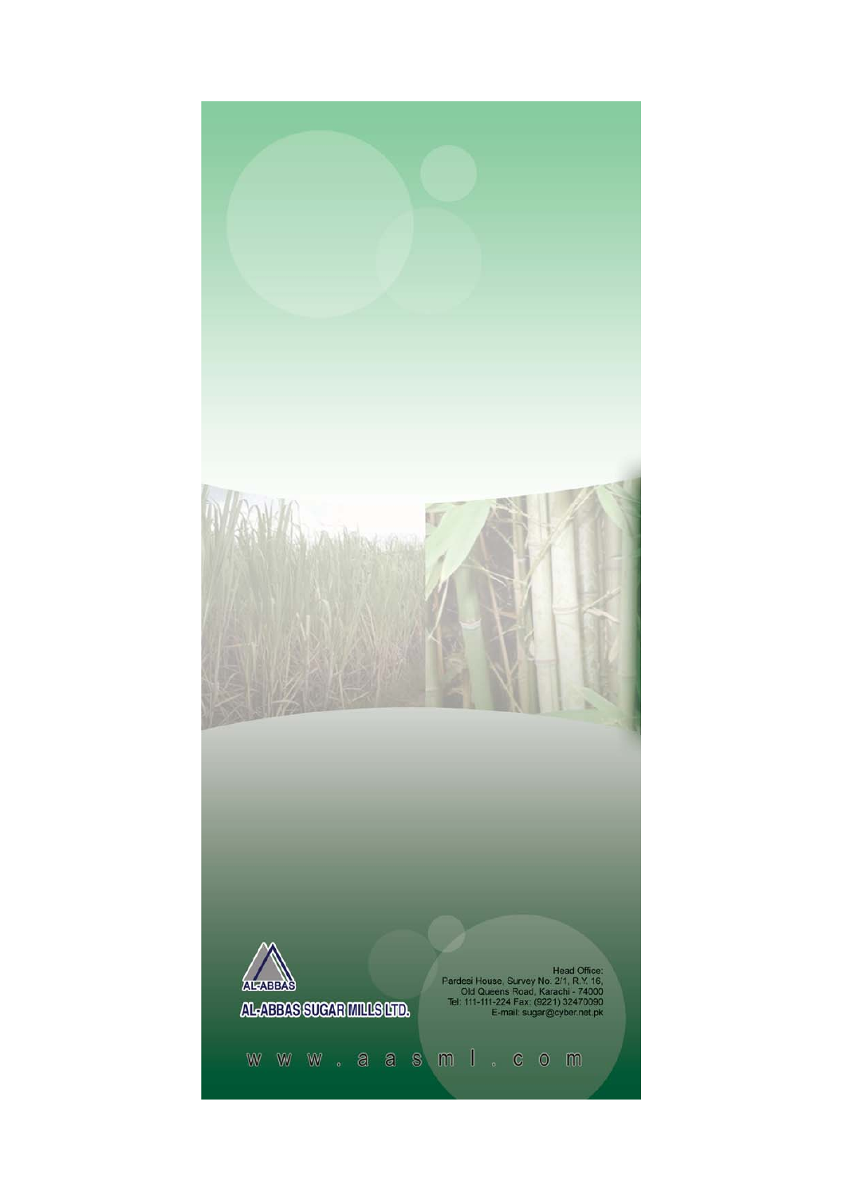AL-ABBAS

AL-ABBAS SUGAR MILLS LTD.

Head Office:
Pardesi House, Survey No. 2/1, R.Y. 16,
Old Queens Road, Karachi - 74000
Tel: 111-111-224 Fax: (9221) 32470090
E-mail: sugar@cyber.net.pk

www.aasml.com